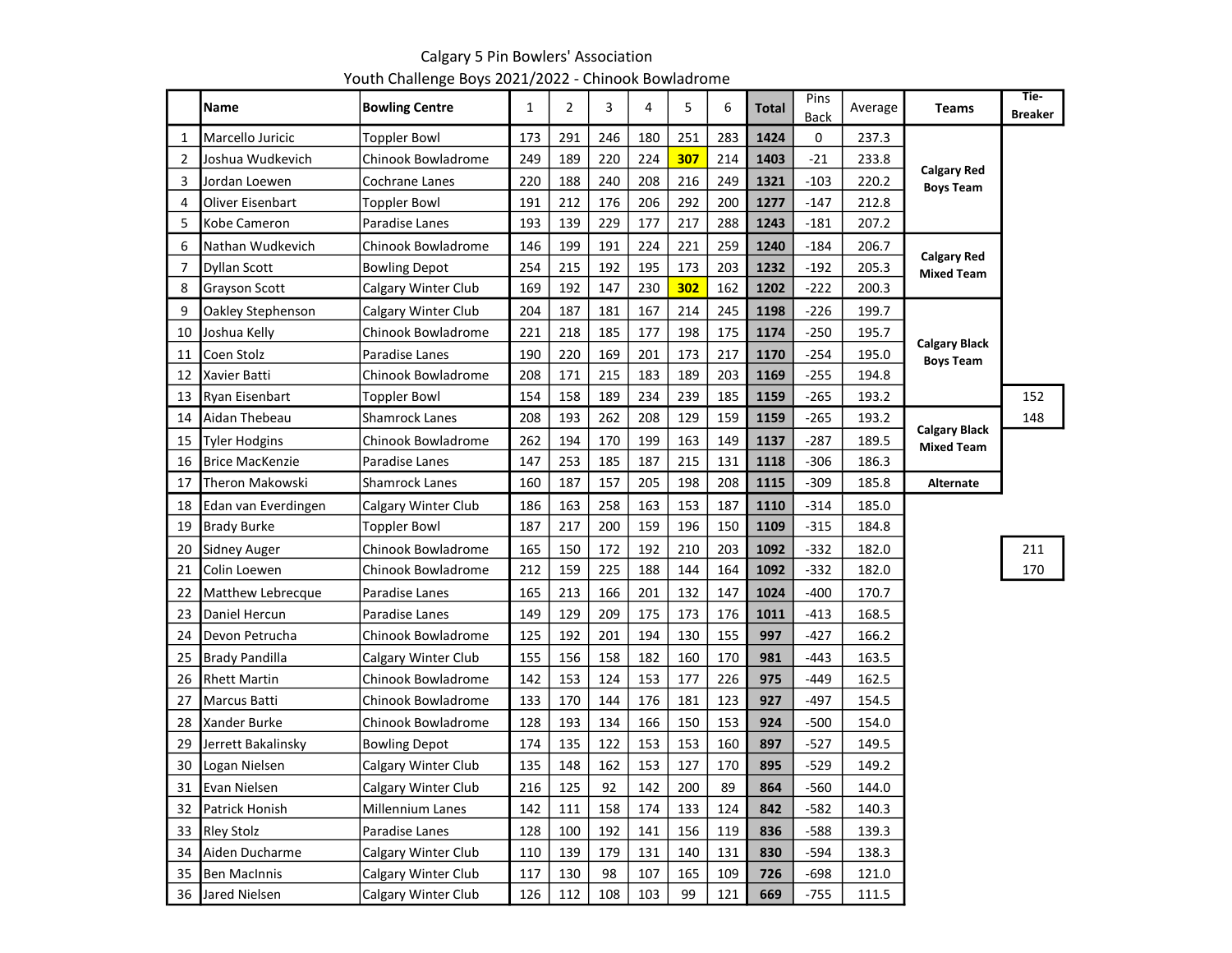Calgary 5 Pin Bowlers' Association

Youth Challenge Boys 2021/2022 - Chinook Bowladrome

| | Name | Bowling Centre | 1 | 2 | 3 | 4 | 5 | 6 | Total | Pins Back | Average | Teams | Tie-Breaker |
|---|---|---|---|---|---|---|---|---|---|---|---|---|---|
| 1 | Marcello Juricic | Toppler Bowl | 173 | 291 | 246 | 180 | 251 | 283 | **1424** | 0 | 237.3 | **Calgary Red Boys Team** | |
| 2 | Joshua Wudkevich | Chinook Bowladrome | 249 | 189 | 220 | 224 | **307** | 214 | **1403** | -21 | 233.8 | | |
| 3 | Jordan Loewen | Cochrane Lanes | 220 | 188 | 240 | 208 | 216 | 249 | **1321** | -103 | 220.2 | | |
| 4 | Oliver Eisenbart | Toppler Bowl | 191 | 212 | 176 | 206 | 292 | 200 | **1277** | -147 | 212.8 | | |
| 5 | Kobe Cameron | Paradise Lanes | 193 | 139 | 229 | 177 | 217 | 288 | **1243** | -181 | 207.2 | | |
| 6 | Nathan Wudkevich | Chinook Bowladrome | 146 | 199 | 191 | 224 | 221 | 259 | **1240** | -184 | 206.7 | **Calgary Red Mixed Team** | |
| 7 | Dyllan Scott | Bowling Depot | 254 | 215 | 192 | 195 | 173 | 203 | **1232** | -192 | 205.3 | | |
| 8 | Grayson Scott | Calgary Winter Club | 169 | 192 | 147 | 230 | **302** | 162 | **1202** | -222 | 200.3 | | |
| 9 | Oakley Stephenson | Calgary Winter Club | 204 | 187 | 181 | 167 | 214 | 245 | **1198** | -226 | 199.7 | **Calgary Black Boys Team** | |
| 10 | Joshua Kelly | Chinook Bowladrome | 221 | 218 | 185 | 177 | 198 | 175 | **1174** | -250 | 195.7 | | |
| 11 | Coen Stolz | Paradise Lanes | 190 | 220 | 169 | 201 | 173 | 217 | **1170** | -254 | 195.0 | | |
| 12 | Xavier Batti | Chinook Bowladrome | 208 | 171 | 215 | 183 | 189 | 203 | **1169** | -255 | 194.8 | | |
| 13 | Ryan Eisenbart | Toppler Bowl | 154 | 158 | 189 | 234 | 239 | 185 | **1159** | -265 | 193.2 | | 152 |
| 14 | Aidan Thebeau | Shamrock Lanes | 208 | 193 | 262 | 208 | 129 | 159 | **1159** | -265 | 193.2 | **Calgary Black Mixed Team** | 148 |
| 15 | Tyler Hodgins | Chinook Bowladrome | 262 | 194 | 170 | 199 | 163 | 149 | **1137** | -287 | 189.5 | | |
| 16 | Brice MacKenzie | Paradise Lanes | 147 | 253 | 185 | 187 | 215 | 131 | **1118** | -306 | 186.3 | | |
| 17 | Theron Makowski | Shamrock Lanes | 160 | 187 | 157 | 205 | 198 | 208 | **1115** | -309 | 185.8 | **Alternate** | |
| 18 | Edan van Everdingen | Calgary Winter Club | 186 | 163 | 258 | 163 | 153 | 187 | **1110** | -314 | 185.0 | | |
| 19 | Brady Burke | Toppler Bowl | 187 | 217 | 200 | 159 | 196 | 150 | **1109** | -315 | 184.8 | | |
| 20 | Sidney Auger | Chinook Bowladrome | 165 | 150 | 172 | 192 | 210 | 203 | **1092** | -332 | 182.0 | | 211 |
| 21 | Colin Loewen | Chinook Bowladrome | 212 | 159 | 225 | 188 | 144 | 164 | **1092** | -332 | 182.0 | | 170 |
| 22 | Matthew Lebrecque | Paradise Lanes | 165 | 213 | 166 | 201 | 132 | 147 | **1024** | -400 | 170.7 | | |
| 23 | Daniel Hercun | Paradise Lanes | 149 | 129 | 209 | 175 | 173 | 176 | **1011** | -413 | 168.5 | | |
| 24 | Devon Petrucha | Chinook Bowladrome | 125 | 192 | 201 | 194 | 130 | 155 | **997** | -427 | 166.2 | | |
| 25 | Brady Pandilla | Calgary Winter Club | 155 | 156 | 158 | 182 | 160 | 170 | **981** | -443 | 163.5 | | |
| 26 | Rhett Martin | Chinook Bowladrome | 142 | 153 | 124 | 153 | 177 | 226 | **975** | -449 | 162.5 | | |
| 27 | Marcus Batti | Chinook Bowladrome | 133 | 170 | 144 | 176 | 181 | 123 | **927** | -497 | 154.5 | | |
| 28 | Xander Burke | Chinook Bowladrome | 128 | 193 | 134 | 166 | 150 | 153 | **924** | -500 | 154.0 | | |
| 29 | Jerrett Bakalinsky | Bowling Depot | 174 | 135 | 122 | 153 | 153 | 160 | **897** | -527 | 149.5 | | |
| 30 | Logan Nielsen | Calgary Winter Club | 135 | 148 | 162 | 153 | 127 | 170 | **895** | -529 | 149.2 | | |
| 31 | Evan Nielsen | Calgary Winter Club | 216 | 125 | 92 | 142 | 200 | 89 | **864** | -560 | 144.0 | | |
| 32 | Patrick Honish | Millennium Lanes | 142 | 111 | 158 | 174 | 133 | 124 | **842** | -582 | 140.3 | | |
| 33 | Rley Stolz | Paradise Lanes | 128 | 100 | 192 | 141 | 156 | 119 | **836** | -588 | 139.3 | | |
| 34 | Aiden Ducharme | Calgary Winter Club | 110 | 139 | 179 | 131 | 140 | 131 | **830** | -594 | 138.3 | | |
| 35 | Ben MacInnis | Calgary Winter Club | 117 | 130 | 98 | 107 | 165 | 109 | **726** | -698 | 121.0 | | |
| 36 | Jared Nielsen | Calgary Winter Club | 126 | 112 | 108 | 103 | 99 | 121 | **669** | -755 | 111.5 | | |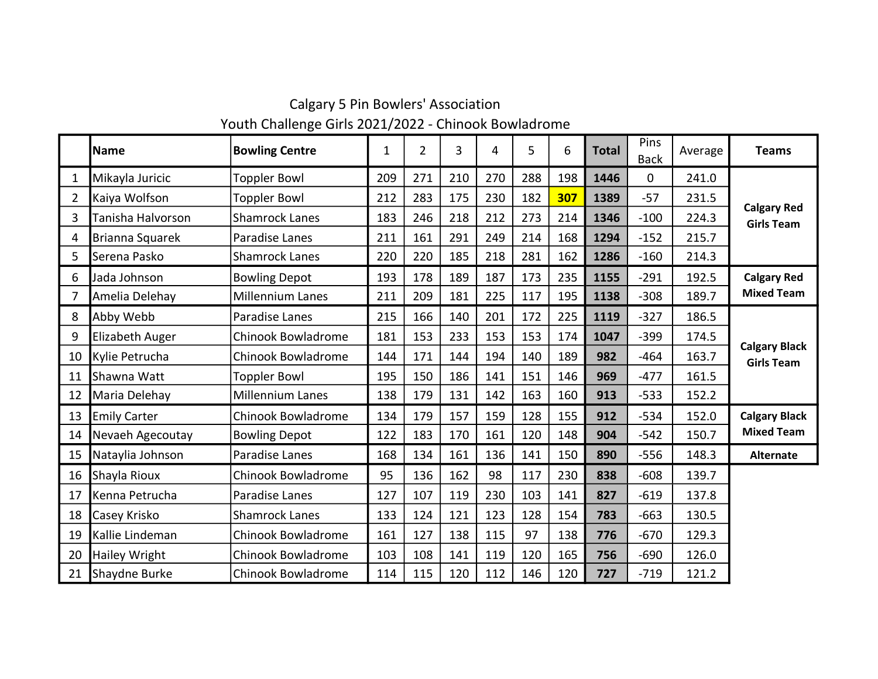Calgary 5 Pin Bowlers' Association

Youth Challenge Girls 2021/2022 - Chinook Bowladrome

| | Name | Bowling Centre | 1 | 2 | 3 | 4 | 5 | 6 | Total | Pins Back | Average | Teams |
|---|---|---|---|---|---|---|---|---|---|---|---|---|
| 1 | Mikayla Juricic | Toppler Bowl | 209 | 271 | 210 | 270 | 288 | 198 | **1446** | 0 | 241.0 | **Calgary Red Girls Team** |
| 2 | Kaiya Wolfson | Toppler Bowl | 212 | 283 | 175 | 230 | 182 | **307** | **1389** | -57 | 231.5 | |
| 3 | Tanisha Halvorson | Shamrock Lanes | 183 | 246 | 218 | 212 | 273 | 214 | **1346** | -100 | 224.3 | |
| 4 | Brianna Squarek | Paradise Lanes | 211 | 161 | 291 | 249 | 214 | 168 | **1294** | -152 | 215.7 | |
| 5 | Serena Pasko | Shamrock Lanes | 220 | 220 | 185 | 218 | 281 | 162 | **1286** | -160 | 214.3 | |
| 6 | Jada Johnson | Bowling Depot | 193 | 178 | 189 | 187 | 173 | 235 | **1155** | -291 | 192.5 | **Calgary Red Mixed Team** |
| 7 | Amelia Delehay | Millennium Lanes | 211 | 209 | 181 | 225 | 117 | 195 | **1138** | -308 | 189.7 | |
| 8 | Abby Webb | Paradise Lanes | 215 | 166 | 140 | 201 | 172 | 225 | **1119** | -327 | 186.5 | **Calgary Black Girls Team** |
| 9 | Elizabeth Auger | Chinook Bowladrome | 181 | 153 | 233 | 153 | 153 | 174 | **1047** | -399 | 174.5 | |
| 10 | Kylie Petrucha | Chinook Bowladrome | 144 | 171 | 144 | 194 | 140 | 189 | **982** | -464 | 163.7 | |
| 11 | Shawna Watt | Toppler Bowl | 195 | 150 | 186 | 141 | 151 | 146 | **969** | -477 | 161.5 | |
| 12 | Maria Delehay | Millennium Lanes | 138 | 179 | 131 | 142 | 163 | 160 | **913** | -533 | 152.2 | |
| 13 | Emily Carter | Chinook Bowladrome | 134 | 179 | 157 | 159 | 128 | 155 | **912** | -534 | 152.0 | **Calgary Black Mixed Team** |
| 14 | Nevaeh Agecoutay | Bowling Depot | 122 | 183 | 170 | 161 | 120 | 148 | **904** | -542 | 150.7 | |
| 15 | Nataylia Johnson | Paradise Lanes | 168 | 134 | 161 | 136 | 141 | 150 | **890** | -556 | 148.3 | **Alternate** |
| 16 | Shayla Rioux | Chinook Bowladrome | 95 | 136 | 162 | 98 | 117 | 230 | **838** | -608 | 139.7 | |
| 17 | Kenna Petrucha | Paradise Lanes | 127 | 107 | 119 | 230 | 103 | 141 | **827** | -619 | 137.8 | |
| 18 | Casey Krisko | Shamrock Lanes | 133 | 124 | 121 | 123 | 128 | 154 | **783** | -663 | 130.5 | |
| 19 | Kallie Lindeman | Chinook Bowladrome | 161 | 127 | 138 | 115 | 97 | 138 | **776** | -670 | 129.3 | |
| 20 | Hailey Wright | Chinook Bowladrome | 103 | 108 | 141 | 119 | 120 | 165 | **756** | -690 | 126.0 | |
| 21 | Shaydne Burke | Chinook Bowladrome | 114 | 115 | 120 | 112 | 146 | 120 | **727** | -719 | 121.2 | |